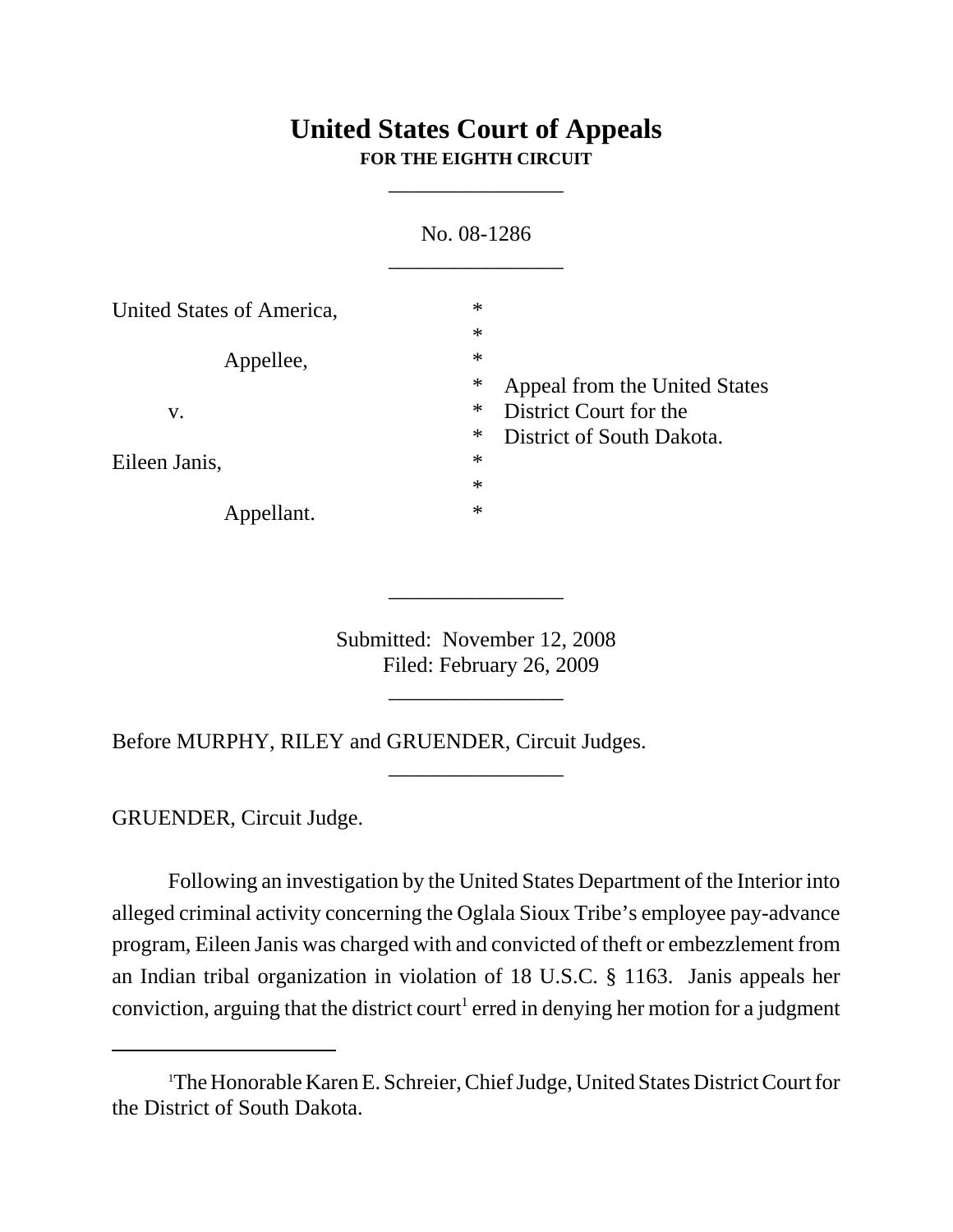# United States Court of Appeals
**FOR THE EIGHTH CIRCUIT**

\_\_\_\_\_\_\_\_\_\_\_\_\_\_\_

No. 08-1286

\_\_\_\_\_\_\_\_\_\_\_\_\_\_\_

| | | |
|---|---|---|
| United States of America, | * | |
| | * | |
| Appellee, | * | |
| | * | Appeal from the United States |
| v. | * | District Court for the |
| | * | District of South Dakota. |
| Eileen Janis, | * | |
| | * | |
| Appellant. | * | |

\_\_\_\_\_\_\_\_\_\_\_\_\_\_\_

Submitted: November 12, 2008
Filed: February 26, 2009

\_\_\_\_\_\_\_\_\_\_\_\_\_\_\_

Before MURPHY, RILEY and GRUENDER, Circuit Judges.

\_\_\_\_\_\_\_\_\_\_\_\_\_\_\_

GRUENDER, Circuit Judge.

Following an investigation by the United States Department of the Interior into alleged criminal activity concerning the Oglala Sioux Tribe's employee pay-advance program, Eileen Janis was charged with and convicted of theft or embezzlement from an Indian tribal organization in violation of 18 U.S.C. § 1163. Janis appeals her conviction, arguing that the district court[1] erred in denying her motion for a judgment

---

[1] The Honorable Karen E. Schreier, Chief Judge, United States District Court for the District of South Dakota.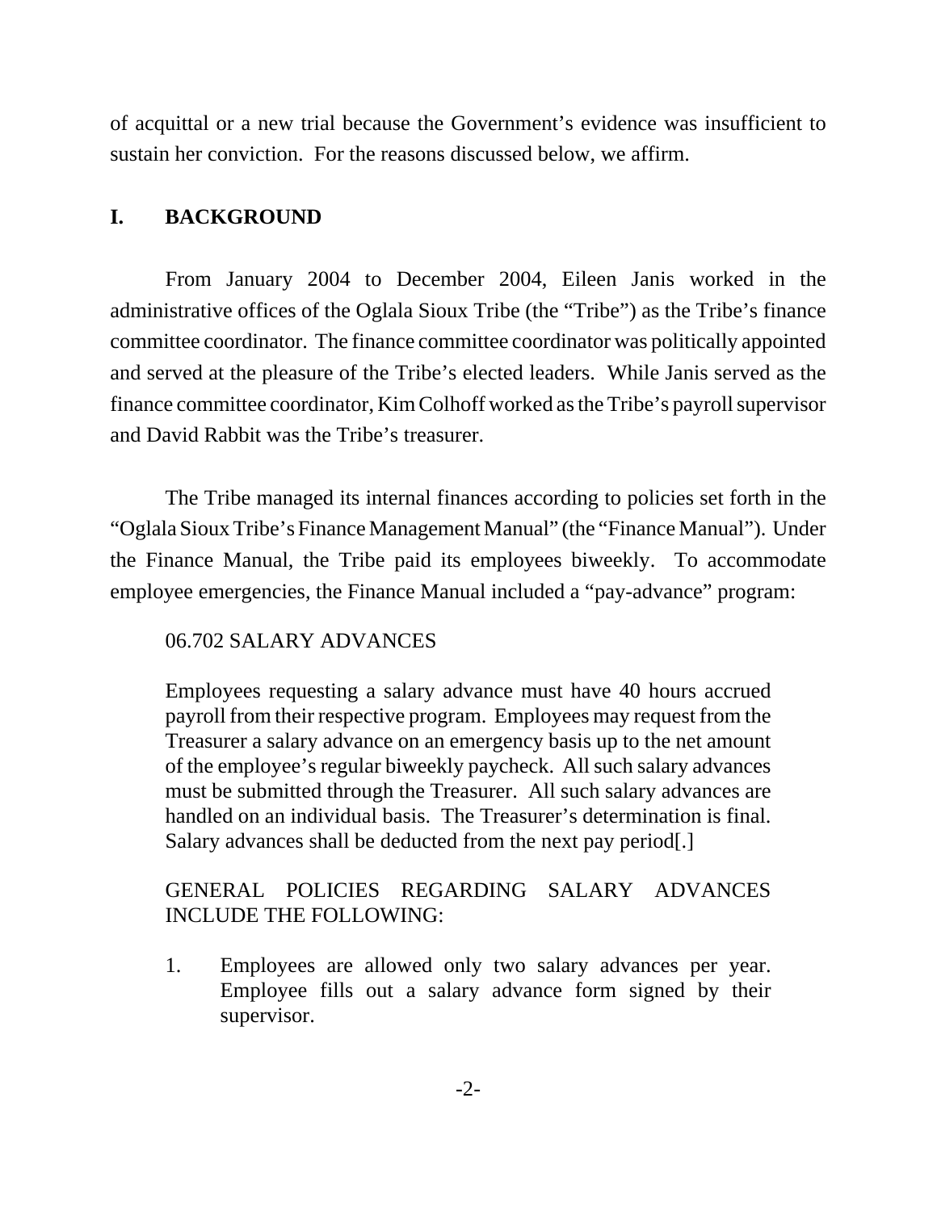of acquittal or a new trial because the Government's evidence was insufficient to sustain her conviction. For the reasons discussed below, we affirm.

## I. BACKGROUND

From January 2004 to December 2004, Eileen Janis worked in the administrative offices of the Oglala Sioux Tribe (the "Tribe") as the Tribe's finance committee coordinator. The finance committee coordinator was politically appointed and served at the pleasure of the Tribe's elected leaders. While Janis served as the finance committee coordinator, Kim Colhoff worked as the Tribe's payroll supervisor and David Rabbit was the Tribe's treasurer.

The Tribe managed its internal finances according to policies set forth in the "Oglala Sioux Tribe's Finance Management Manual" (the "Finance Manual"). Under the Finance Manual, the Tribe paid its employees biweekly. To accommodate employee emergencies, the Finance Manual included a "pay-advance" program:

> 06.702 SALARY ADVANCES
>
> Employees requesting a salary advance must have 40 hours accrued payroll from their respective program. Employees may request from the Treasurer a salary advance on an emergency basis up to the net amount of the employee's regular biweekly paycheck. All such salary advances must be submitted through the Treasurer. All such salary advances are handled on an individual basis. The Treasurer's determination is final. Salary advances shall be deducted from the next pay period[.]
>
> GENERAL POLICIES REGARDING SALARY ADVANCES INCLUDE THE FOLLOWING:
>
> 1. Employees are allowed only two salary advances per year. Employee fills out a salary advance form signed by their supervisor.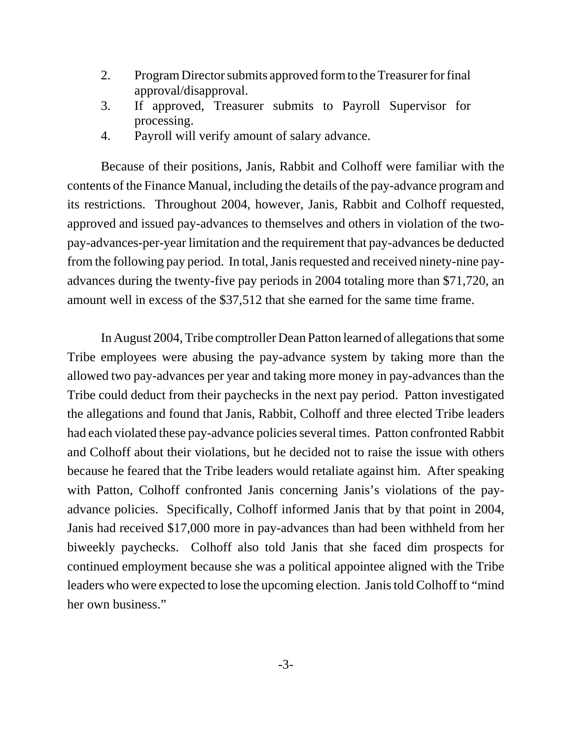2. Program Director submits approved form to the Treasurer for final approval/disapproval.
3. If approved, Treasurer submits to Payroll Supervisor for processing.
4. Payroll will verify amount of salary advance.

Because of their positions, Janis, Rabbit and Colhoff were familiar with the contents of the Finance Manual, including the details of the pay-advance program and its restrictions. Throughout 2004, however, Janis, Rabbit and Colhoff requested, approved and issued pay-advances to themselves and others in violation of the two-pay-advances-per-year limitation and the requirement that pay-advances be deducted from the following pay period. In total, Janis requested and received ninety-nine pay-advances during the twenty-five pay periods in 2004 totaling more than $71,720, an amount well in excess of the $37,512 that she earned for the same time frame.

In August 2004, Tribe comptroller Dean Patton learned of allegations that some Tribe employees were abusing the pay-advance system by taking more than the allowed two pay-advances per year and taking more money in pay-advances than the Tribe could deduct from their paychecks in the next pay period. Patton investigated the allegations and found that Janis, Rabbit, Colhoff and three elected Tribe leaders had each violated these pay-advance policies several times. Patton confronted Rabbit and Colhoff about their violations, but he decided not to raise the issue with others because he feared that the Tribe leaders would retaliate against him. After speaking with Patton, Colhoff confronted Janis concerning Janis's violations of the pay-advance policies. Specifically, Colhoff informed Janis that by that point in 2004, Janis had received $17,000 more in pay-advances than had been withheld from her biweekly paychecks. Colhoff also told Janis that she faced dim prospects for continued employment because she was a political appointee aligned with the Tribe leaders who were expected to lose the upcoming election. Janis told Colhoff to "mind her own business."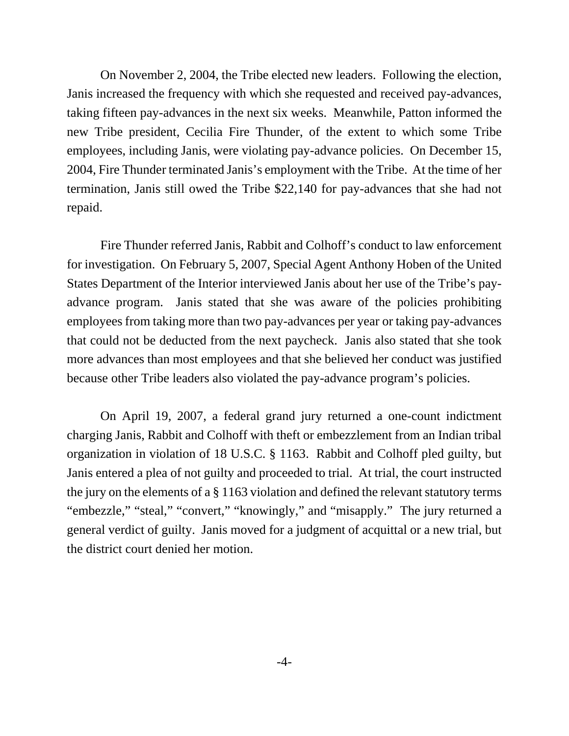On November 2, 2004, the Tribe elected new leaders. Following the election, Janis increased the frequency with which she requested and received pay-advances, taking fifteen pay-advances in the next six weeks. Meanwhile, Patton informed the new Tribe president, Cecilia Fire Thunder, of the extent to which some Tribe employees, including Janis, were violating pay-advance policies. On December 15, 2004, Fire Thunder terminated Janis's employment with the Tribe. At the time of her termination, Janis still owed the Tribe $22,140 for pay-advances that she had not repaid.

Fire Thunder referred Janis, Rabbit and Colhoff's conduct to law enforcement for investigation. On February 5, 2007, Special Agent Anthony Hoben of the United States Department of the Interior interviewed Janis about her use of the Tribe's pay-advance program. Janis stated that she was aware of the policies prohibiting employees from taking more than two pay-advances per year or taking pay-advances that could not be deducted from the next paycheck. Janis also stated that she took more advances than most employees and that she believed her conduct was justified because other Tribe leaders also violated the pay-advance program's policies.

On April 19, 2007, a federal grand jury returned a one-count indictment charging Janis, Rabbit and Colhoff with theft or embezzlement from an Indian tribal organization in violation of 18 U.S.C. § 1163. Rabbit and Colhoff pled guilty, but Janis entered a plea of not guilty and proceeded to trial. At trial, the court instructed the jury on the elements of a § 1163 violation and defined the relevant statutory terms "embezzle," "steal," "convert," "knowingly," and "misapply." The jury returned a general verdict of guilty. Janis moved for a judgment of acquittal or a new trial, but the district court denied her motion.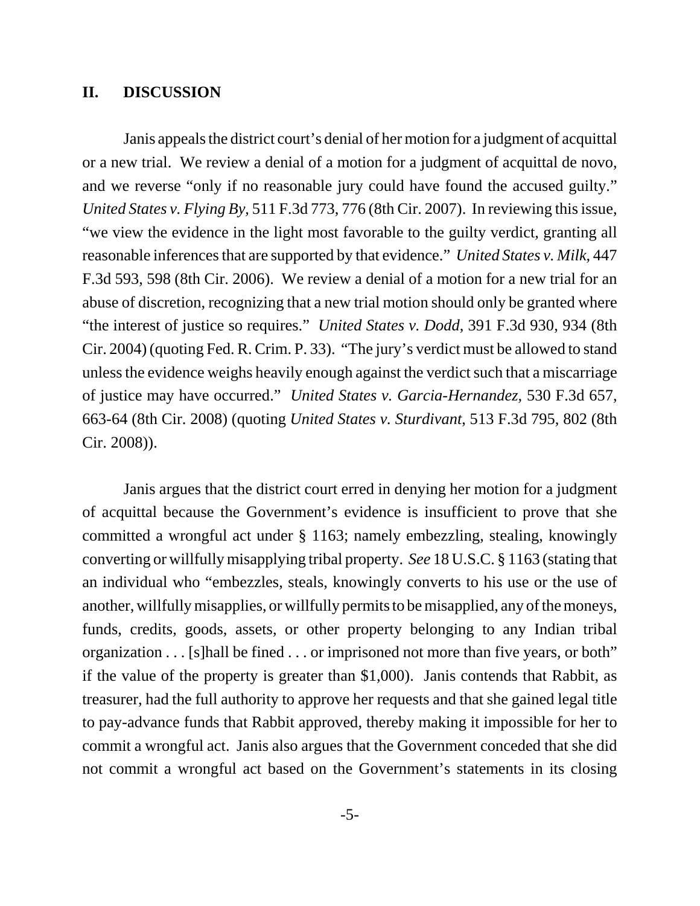## II. DISCUSSION

Janis appeals the district court's denial of her motion for a judgment of acquittal or a new trial. We review a denial of a motion for a judgment of acquittal de novo, and we reverse "only if no reasonable jury could have found the accused guilty." *United States v. Flying By*, 511 F.3d 773, 776 (8th Cir. 2007). In reviewing this issue, "we view the evidence in the light most favorable to the guilty verdict, granting all reasonable inferences that are supported by that evidence." *United States v. Milk*, 447 F.3d 593, 598 (8th Cir. 2006). We review a denial of a motion for a new trial for an abuse of discretion, recognizing that a new trial motion should only be granted where "the interest of justice so requires." *United States v. Dodd*, 391 F.3d 930, 934 (8th Cir. 2004) (quoting Fed. R. Crim. P. 33). "The jury's verdict must be allowed to stand unless the evidence weighs heavily enough against the verdict such that a miscarriage of justice may have occurred." *United States v. Garcia-Hernandez*, 530 F.3d 657, 663-64 (8th Cir. 2008) (quoting *United States v. Sturdivant*, 513 F.3d 795, 802 (8th Cir. 2008)).

Janis argues that the district court erred in denying her motion for a judgment of acquittal because the Government's evidence is insufficient to prove that she committed a wrongful act under § 1163; namely embezzling, stealing, knowingly converting or willfully misapplying tribal property. *See* 18 U.S.C. § 1163 (stating that an individual who "embezzles, steals, knowingly converts to his use or the use of another, willfully misapplies, or willfully permits to be misapplied, any of the moneys, funds, credits, goods, assets, or other property belonging to any Indian tribal organization . . . [s]hall be fined . . . or imprisoned not more than five years, or both" if the value of the property is greater than $1,000). Janis contends that Rabbit, as treasurer, had the full authority to approve her requests and that she gained legal title to pay-advance funds that Rabbit approved, thereby making it impossible for her to commit a wrongful act. Janis also argues that the Government conceded that she did not commit a wrongful act based on the Government's statements in its closing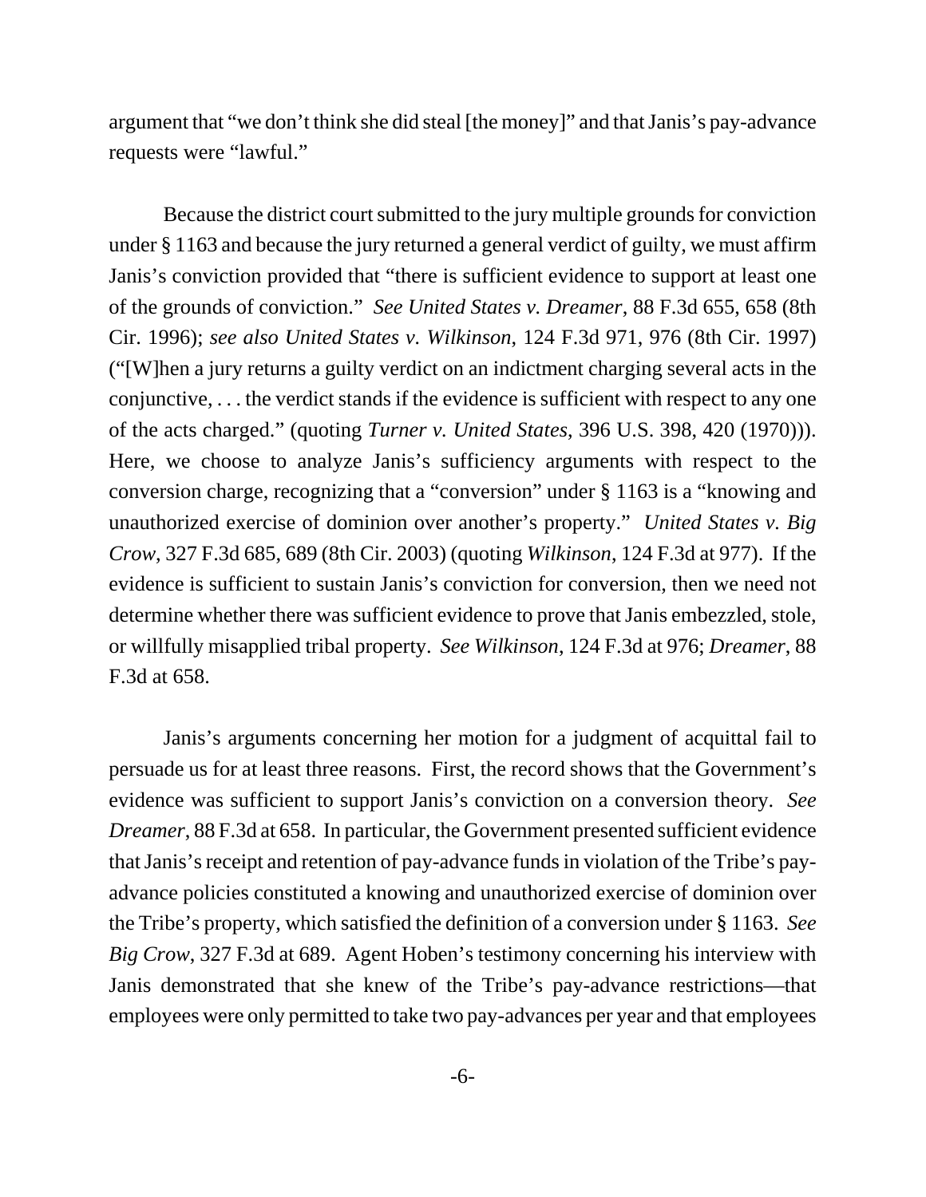argument that "we don't think she did steal [the money]" and that Janis's pay-advance requests were "lawful."

Because the district court submitted to the jury multiple grounds for conviction under § 1163 and because the jury returned a general verdict of guilty, we must affirm Janis's conviction provided that "there is sufficient evidence to support at least one of the grounds of conviction." *See United States v. Dreamer*, 88 F.3d 655, 658 (8th Cir. 1996); *see also United States v. Wilkinson*, 124 F.3d 971, 976 (8th Cir. 1997) ("[W]hen a jury returns a guilty verdict on an indictment charging several acts in the conjunctive, . . . the verdict stands if the evidence is sufficient with respect to any one of the acts charged." (quoting *Turner v. United States*, 396 U.S. 398, 420 (1970))). Here, we choose to analyze Janis's sufficiency arguments with respect to the conversion charge, recognizing that a "conversion" under § 1163 is a "knowing and unauthorized exercise of dominion over another's property." *United States v. Big Crow*, 327 F.3d 685, 689 (8th Cir. 2003) (quoting *Wilkinson*, 124 F.3d at 977). If the evidence is sufficient to sustain Janis's conviction for conversion, then we need not determine whether there was sufficient evidence to prove that Janis embezzled, stole, or willfully misapplied tribal property. *See Wilkinson*, 124 F.3d at 976; *Dreamer*, 88 F.3d at 658.

Janis's arguments concerning her motion for a judgment of acquittal fail to persuade us for at least three reasons. First, the record shows that the Government's evidence was sufficient to support Janis's conviction on a conversion theory. *See Dreamer*, 88 F.3d at 658. In particular, the Government presented sufficient evidence that Janis's receipt and retention of pay-advance funds in violation of the Tribe's pay-advance policies constituted a knowing and unauthorized exercise of dominion over the Tribe's property, which satisfied the definition of a conversion under § 1163. *See Big Crow*, 327 F.3d at 689. Agent Hoben's testimony concerning his interview with Janis demonstrated that she knew of the Tribe's pay-advance restrictions—that employees were only permitted to take two pay-advances per year and that employees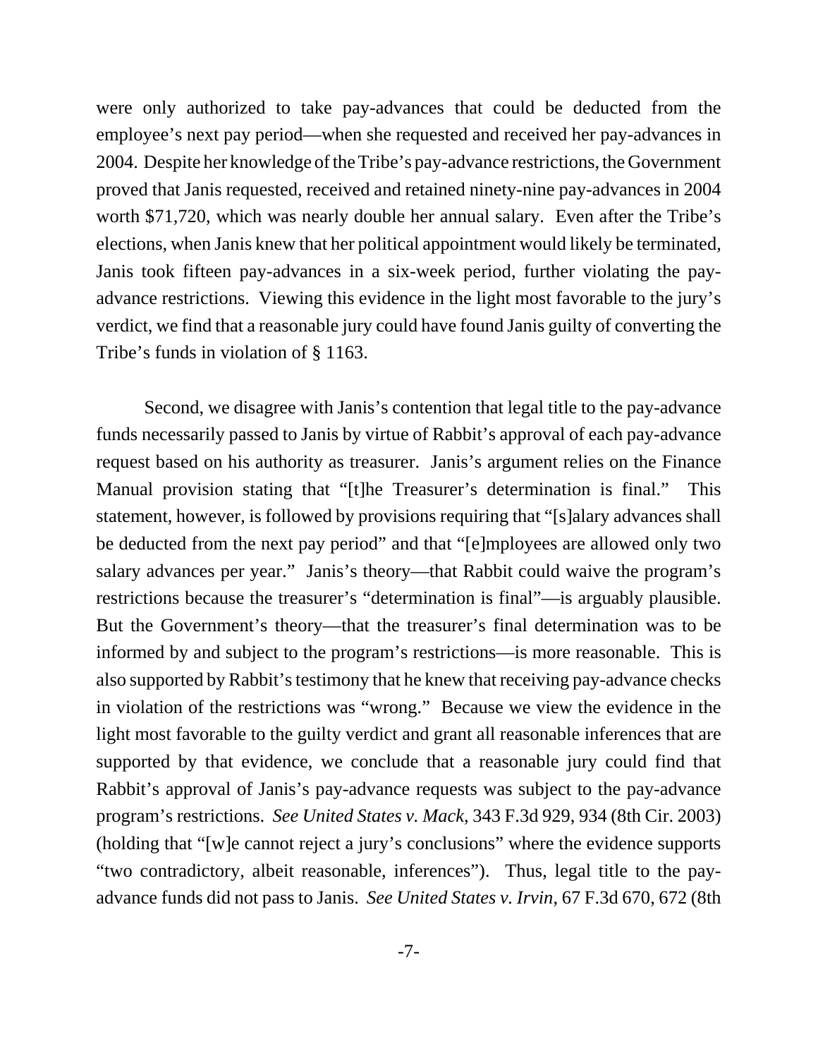were only authorized to take pay-advances that could be deducted from the employee's next pay period—when she requested and received her pay-advances in 2004. Despite her knowledge of the Tribe's pay-advance restrictions, the Government proved that Janis requested, received and retained ninety-nine pay-advances in 2004 worth $71,720, which was nearly double her annual salary. Even after the Tribe's elections, when Janis knew that her political appointment would likely be terminated, Janis took fifteen pay-advances in a six-week period, further violating the pay-advance restrictions. Viewing this evidence in the light most favorable to the jury's verdict, we find that a reasonable jury could have found Janis guilty of converting the Tribe's funds in violation of § 1163.

Second, we disagree with Janis's contention that legal title to the pay-advance funds necessarily passed to Janis by virtue of Rabbit's approval of each pay-advance request based on his authority as treasurer. Janis's argument relies on the Finance Manual provision stating that "[t]he Treasurer's determination is final." This statement, however, is followed by provisions requiring that "[s]alary advances shall be deducted from the next pay period" and that "[e]mployees are allowed only two salary advances per year." Janis's theory—that Rabbit could waive the program's restrictions because the treasurer's "determination is final"—is arguably plausible. But the Government's theory—that the treasurer's final determination was to be informed by and subject to the program's restrictions—is more reasonable. This is also supported by Rabbit's testimony that he knew that receiving pay-advance checks in violation of the restrictions was "wrong." Because we view the evidence in the light most favorable to the guilty verdict and grant all reasonable inferences that are supported by that evidence, we conclude that a reasonable jury could find that Rabbit's approval of Janis's pay-advance requests was subject to the pay-advance program's restrictions. *See United States v. Mack*, 343 F.3d 929, 934 (8th Cir. 2003) (holding that "[w]e cannot reject a jury's conclusions" where the evidence supports "two contradictory, albeit reasonable, inferences"). Thus, legal title to the pay-advance funds did not pass to Janis. *See United States v. Irvin*, 67 F.3d 670, 672 (8th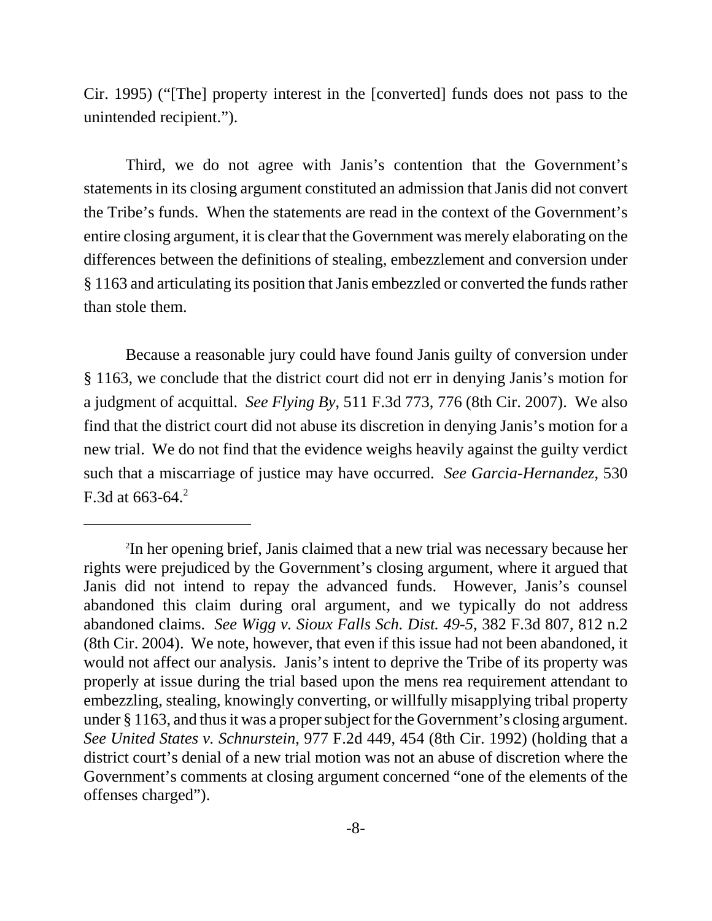Cir. 1995) ("[The] property interest in the [converted] funds does not pass to the unintended recipient.").

Third, we do not agree with Janis's contention that the Government's statements in its closing argument constituted an admission that Janis did not convert the Tribe's funds. When the statements are read in the context of the Government's entire closing argument, it is clear that the Government was merely elaborating on the differences between the definitions of stealing, embezzlement and conversion under § 1163 and articulating its position that Janis embezzled or converted the funds rather than stole them.

Because a reasonable jury could have found Janis guilty of conversion under § 1163, we conclude that the district court did not err in denying Janis's motion for a judgment of acquittal. *See Flying By*, 511 F.3d 773, 776 (8th Cir. 2007). We also find that the district court did not abuse its discretion in denying Janis's motion for a new trial. We do not find that the evidence weighs heavily against the guilty verdict such that a miscarriage of justice may have occurred. *See Garcia-Hernandez*, 530 F.3d at 663-64.[2]

---

[2]In her opening brief, Janis claimed that a new trial was necessary because her rights were prejudiced by the Government's closing argument, where it argued that Janis did not intend to repay the advanced funds. However, Janis's counsel abandoned this claim during oral argument, and we typically do not address abandoned claims. *See Wigg v. Sioux Falls Sch. Dist. 49-5*, 382 F.3d 807, 812 n.2 (8th Cir. 2004). We note, however, that even if this issue had not been abandoned, it would not affect our analysis. Janis's intent to deprive the Tribe of its property was properly at issue during the trial based upon the mens rea requirement attendant to embezzling, stealing, knowingly converting, or willfully misapplying tribal property under § 1163, and thus it was a proper subject for the Government's closing argument. *See United States v. Schnurstein*, 977 F.2d 449, 454 (8th Cir. 1992) (holding that a district court's denial of a new trial motion was not an abuse of discretion where the Government's comments at closing argument concerned "one of the elements of the offenses charged").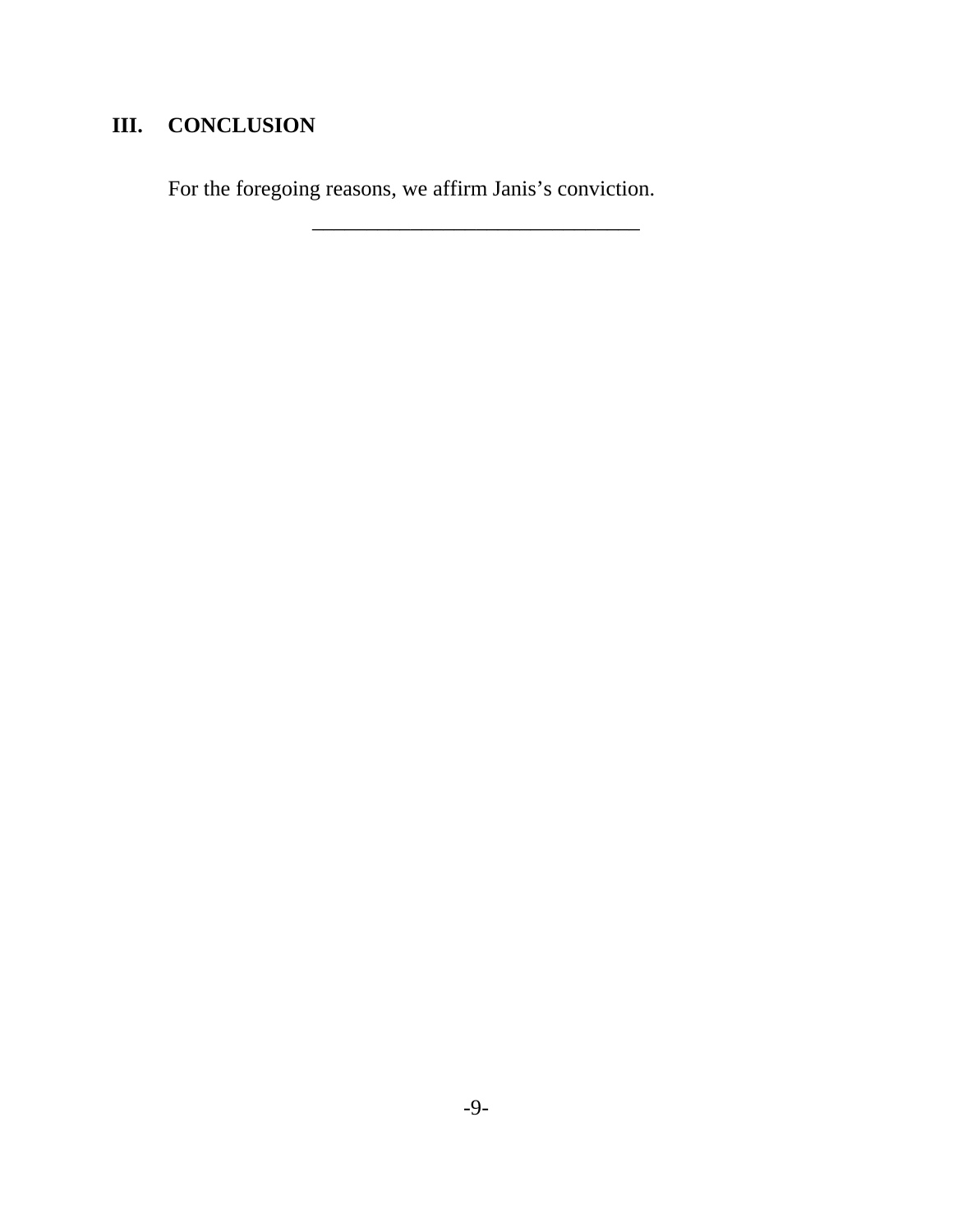## III. CONCLUSION

For the foregoing reasons, we affirm Janis's conviction.

______________________________